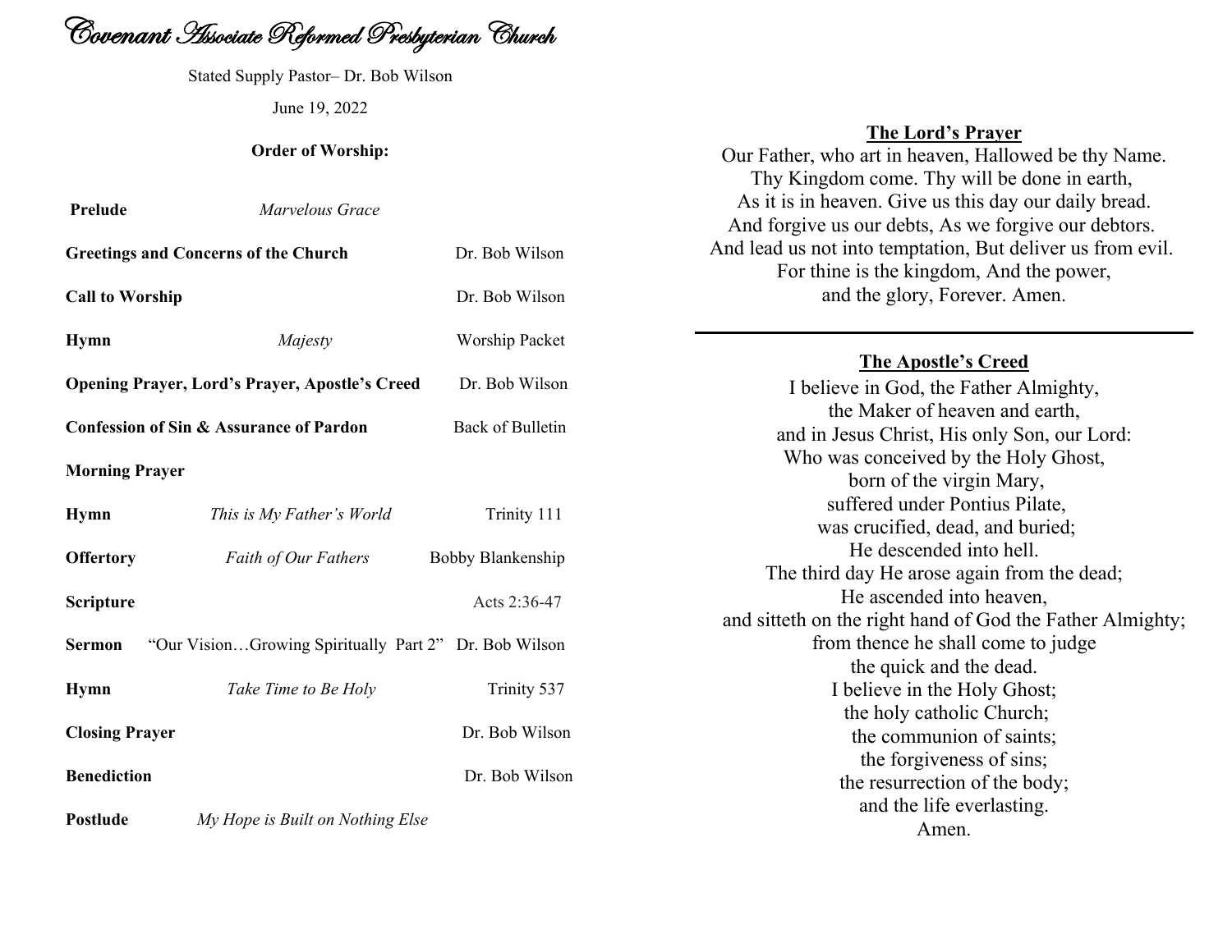# Covenant Associate Reformed Presbyterian Church

Stated Supply Pastor– Dr. Bob Wilson

June 19, 2022

**Order of Worship:**

| | | |
|---|---|---|
| **Prelude** | *Marvelous Grace* | |
| **Greetings and Concerns of the Church** | | Dr. Bob Wilson |
| **Call to Worship** | | Dr. Bob Wilson |
| **Hymn** | *Majesty* | Worship Packet |
| **Opening Prayer, Lord's Prayer, Apostle's Creed** | | Dr. Bob Wilson |
| **Confession of Sin & Assurance of Pardon** | | Back of Bulletin |
| **Morning Prayer** | | |
| **Hymn** | *This is My Father's World* | Trinity 111 |
| **Offertory** | *Faith of Our Fathers* | Bobby Blankenship |
| **Scripture** | | Acts 2:36-47 |
| **Sermon** | "Our Vision…Growing Spiritually Part 2" | Dr. Bob Wilson |
| **Hymn** | *Take Time to Be Holy* | Trinity 537 |
| **Closing Prayer** | | Dr. Bob Wilson |
| **Benediction** | | Dr. Bob Wilson |
| **Postlude** | *My Hope is Built on Nothing Else* | |

## The Lord's Prayer

Our Father, who art in heaven, Hallowed be thy Name.
Thy Kingdom come. Thy will be done in earth,
As it is in heaven. Give us this day our daily bread.
And forgive us our debts, As we forgive our debtors.
And lead us not into temptation, But deliver us from evil.
For thine is the kingdom, And the power,
and the glory, Forever. Amen.

---

## The Apostle's Creed

I believe in God, the Father Almighty,
the Maker of heaven and earth,
and in Jesus Christ, His only Son, our Lord:
Who was conceived by the Holy Ghost,
born of the virgin Mary,
suffered under Pontius Pilate,
was crucified, dead, and buried;
He descended into hell.
The third day He arose again from the dead;
He ascended into heaven,
and sitteth on the right hand of God the Father Almighty;
from thence he shall come to judge
the quick and the dead.
I believe in the Holy Ghost;
the holy catholic Church;
the communion of saints;
the forgiveness of sins;
the resurrection of the body;
and the life everlasting.
Amen.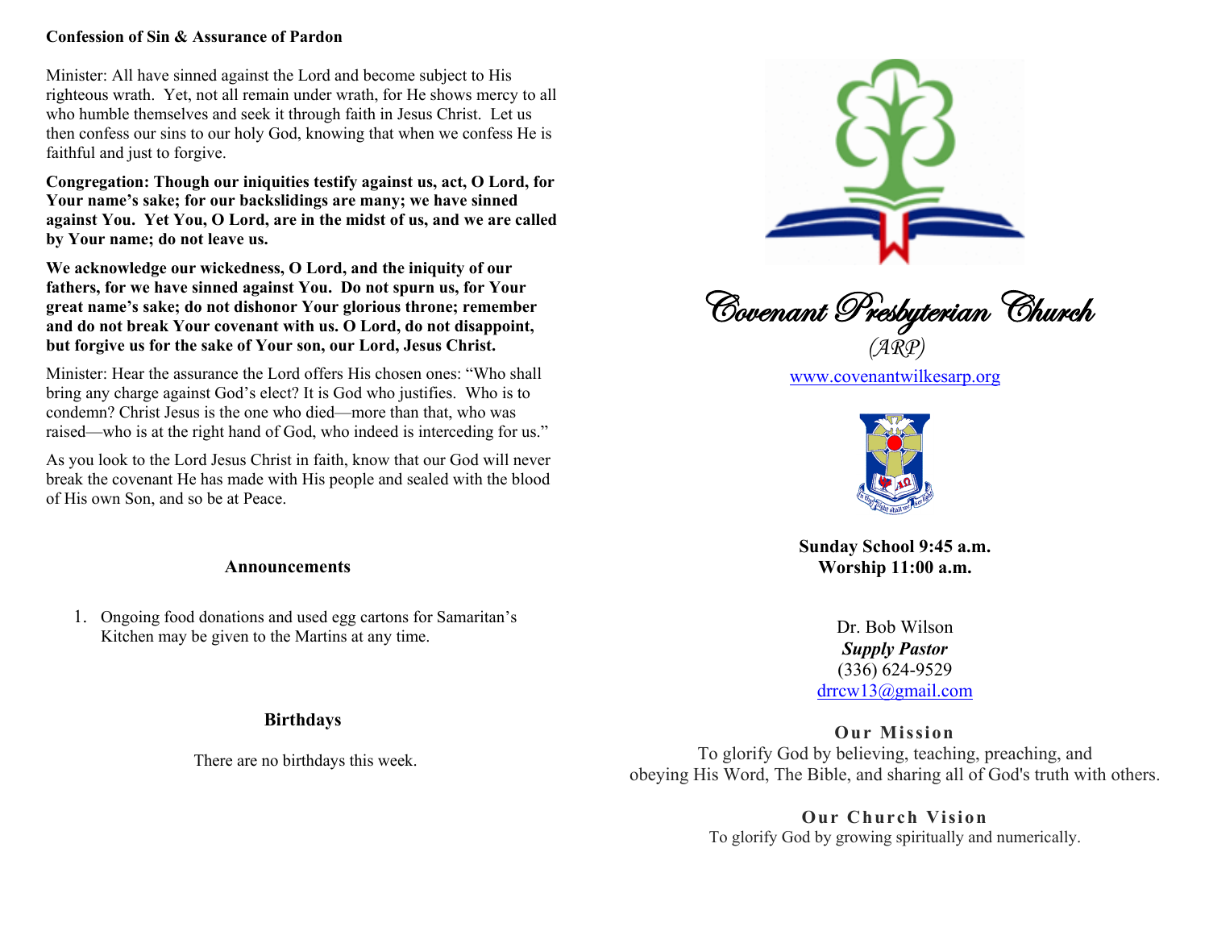**Confession of Sin & Assurance of Pardon**

Minister: All have sinned against the Lord and become subject to His righteous wrath. Yet, not all remain under wrath, for He shows mercy to all who humble themselves and seek it through faith in Jesus Christ. Let us then confess our sins to our holy God, knowing that when we confess He is faithful and just to forgive.

**Congregation: Though our iniquities testify against us, act, O Lord, for Your name's sake; for our backslidings are many; we have sinned against You. Yet You, O Lord, are in the midst of us, and we are called by Your name; do not leave us.**

**We acknowledge our wickedness, O Lord, and the iniquity of our fathers, for we have sinned against You. Do not spurn us, for Your great name's sake; do not dishonor Your glorious throne; remember and do not break Your covenant with us. O Lord, do not disappoint, but forgive us for the sake of Your son, our Lord, Jesus Christ.**

Minister: Hear the assurance the Lord offers His chosen ones: "Who shall bring any charge against God's elect? It is God who justifies. Who is to condemn? Christ Jesus is the one who died—more than that, who was raised—who is at the right hand of God, who indeed is interceding for us."

As you look to the Lord Jesus Christ in faith, know that our God will never break the covenant He has made with His people and sealed with the blood of His own Son, and so be at Peace.

## Announcements

1. Ongoing food donations and used egg cartons for Samaritan's Kitchen may be given to the Martins at any time.

## Birthdays

There are no birthdays this week.

# Covenant Presbyterian Church

*(ARP)*

www.covenantwilkesarp.org

**Sunday School 9:45 a.m.**
**Worship 11:00 a.m.**

Dr. Bob Wilson
***Supply Pastor***
(336) 624-9529
drrcw13@gmail.com

**Our Mission**
To glorify God by believing, teaching, preaching, and obeying His Word, The Bible, and sharing all of God's truth with others.

**Our Church Vision**
To glorify God by growing spiritually and numerically.